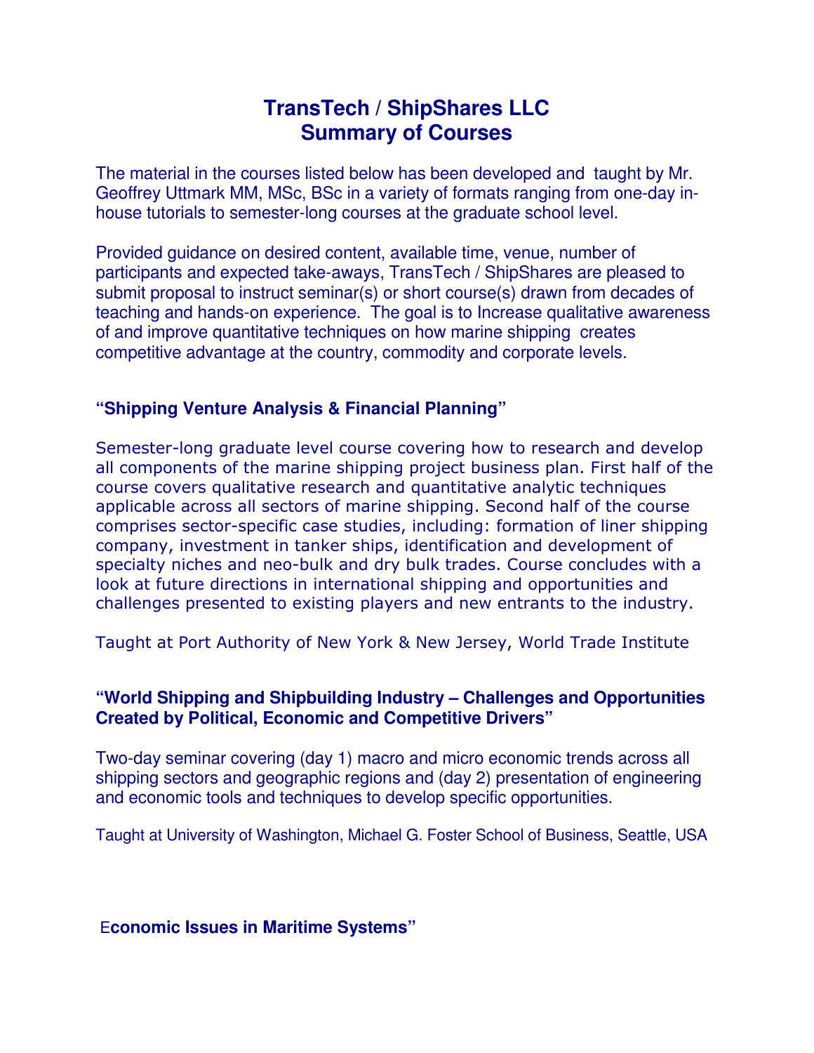# TransTech / ShipShares LLC
# Summary of Courses

The material in the courses listed below has been developed and taught by Mr. Geoffrey Uttmark MM, MSc, BSc in a variety of formats ranging from one-day in-house tutorials to semester-long courses at the graduate school level.

Provided guidance on desired content, available time, venue, number of participants and expected take-aways, TransTech / ShipShares are pleased to submit proposal to instruct seminar(s) or short course(s) drawn from decades of teaching and hands-on experience. The goal is to Increase qualitative awareness of and improve quantitative techniques on how marine shipping creates competitive advantage at the country, commodity and corporate levels.

### "Shipping Venture Analysis & Financial Planning"

Semester-long graduate level course covering how to research and develop all components of the marine shipping project business plan. First half of the course covers qualitative research and quantitative analytic techniques applicable across all sectors of marine shipping. Second half of the course comprises sector-specific case studies, including: formation of liner shipping company, investment in tanker ships, identification and development of specialty niches and neo-bulk and dry bulk trades. Course concludes with a look at future directions in international shipping and opportunities and challenges presented to existing players and new entrants to the industry.

Taught at Port Authority of New York & New Jersey, World Trade Institute

### "World Shipping and Shipbuilding Industry – Challenges and Opportunities Created by Political, Economic and Competitive Drivers"

Two-day seminar covering (day 1) macro and micro economic trends across all shipping sectors and geographic regions and (day 2) presentation of engineering and economic tools and techniques to develop specific opportunities.

Taught at University of Washington, Michael G. Foster School of Business, Seattle, USA

### Economic Issues in Maritime Systems"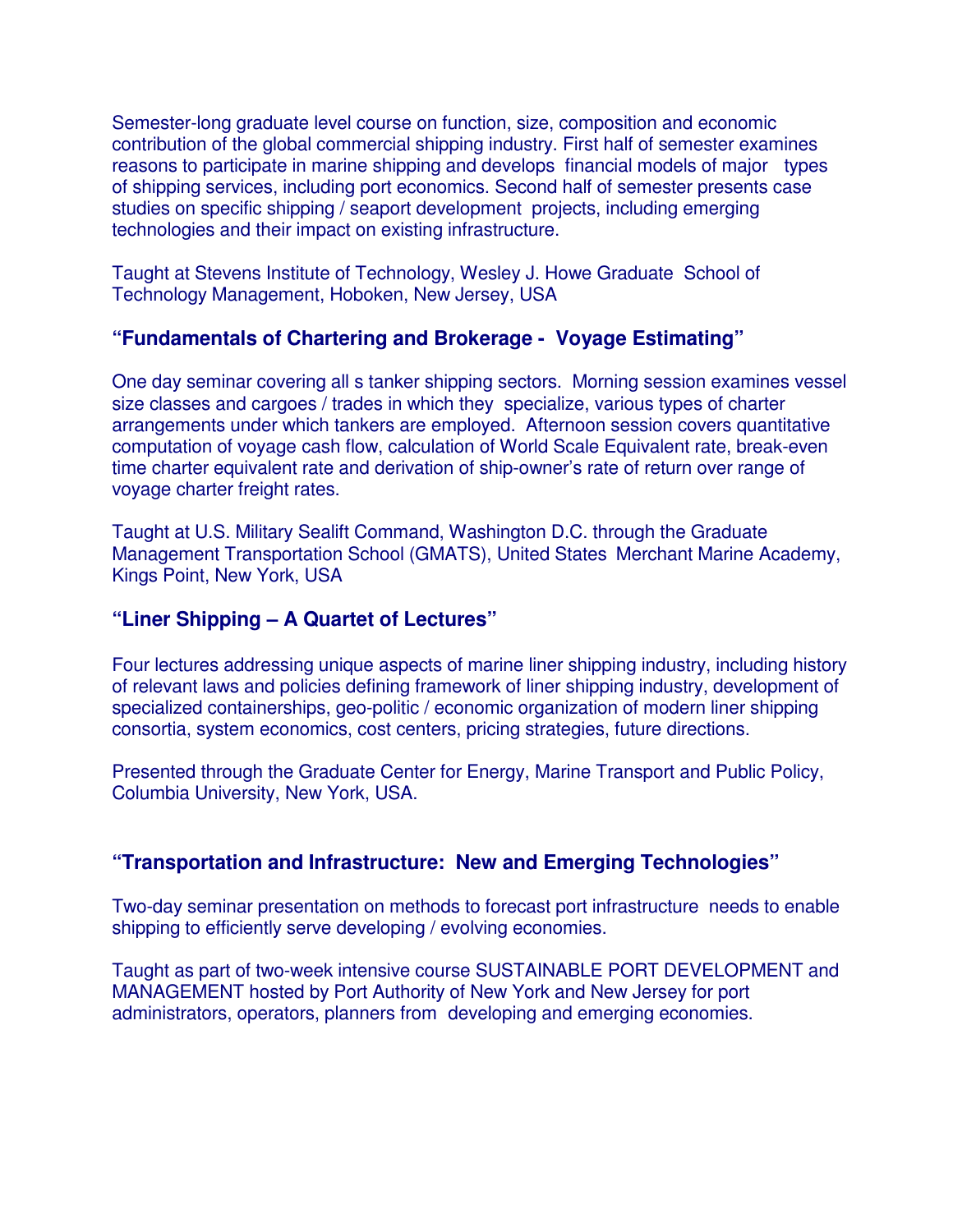Semester-long graduate level course on function, size, composition and economic contribution of the global commercial shipping industry. First half of semester examines reasons to participate in marine shipping and develops financial models of major types of shipping services, including port economics. Second half of semester presents case studies on specific shipping / seaport development projects, including emerging technologies and their impact on existing infrastructure.

Taught at Stevens Institute of Technology, Wesley J. Howe Graduate School of Technology Management, Hoboken, New Jersey, USA

### "Fundamentals of Chartering and Brokerage - Voyage Estimating"

One day seminar covering all s tanker shipping sectors. Morning session examines vessel size classes and cargoes / trades in which they specialize, various types of charter arrangements under which tankers are employed. Afternoon session covers quantitative computation of voyage cash flow, calculation of World Scale Equivalent rate, break-even time charter equivalent rate and derivation of ship-owner's rate of return over range of voyage charter freight rates.

Taught at U.S. Military Sealift Command, Washington D.C. through the Graduate Management Transportation School (GMATS), United States Merchant Marine Academy, Kings Point, New York, USA

### "Liner Shipping – A Quartet of Lectures"

Four lectures addressing unique aspects of marine liner shipping industry, including history of relevant laws and policies defining framework of liner shipping industry, development of specialized containerships, geo-politic / economic organization of modern liner shipping consortia, system economics, cost centers, pricing strategies, future directions.

Presented through the Graduate Center for Energy, Marine Transport and Public Policy, Columbia University, New York, USA.

### "Transportation and Infrastructure: New and Emerging Technologies"

Two-day seminar presentation on methods to forecast port infrastructure needs to enable shipping to efficiently serve developing / evolving economies.

Taught as part of two-week intensive course SUSTAINABLE PORT DEVELOPMENT and MANAGEMENT hosted by Port Authority of New York and New Jersey for port administrators, operators, planners from developing and emerging economies.